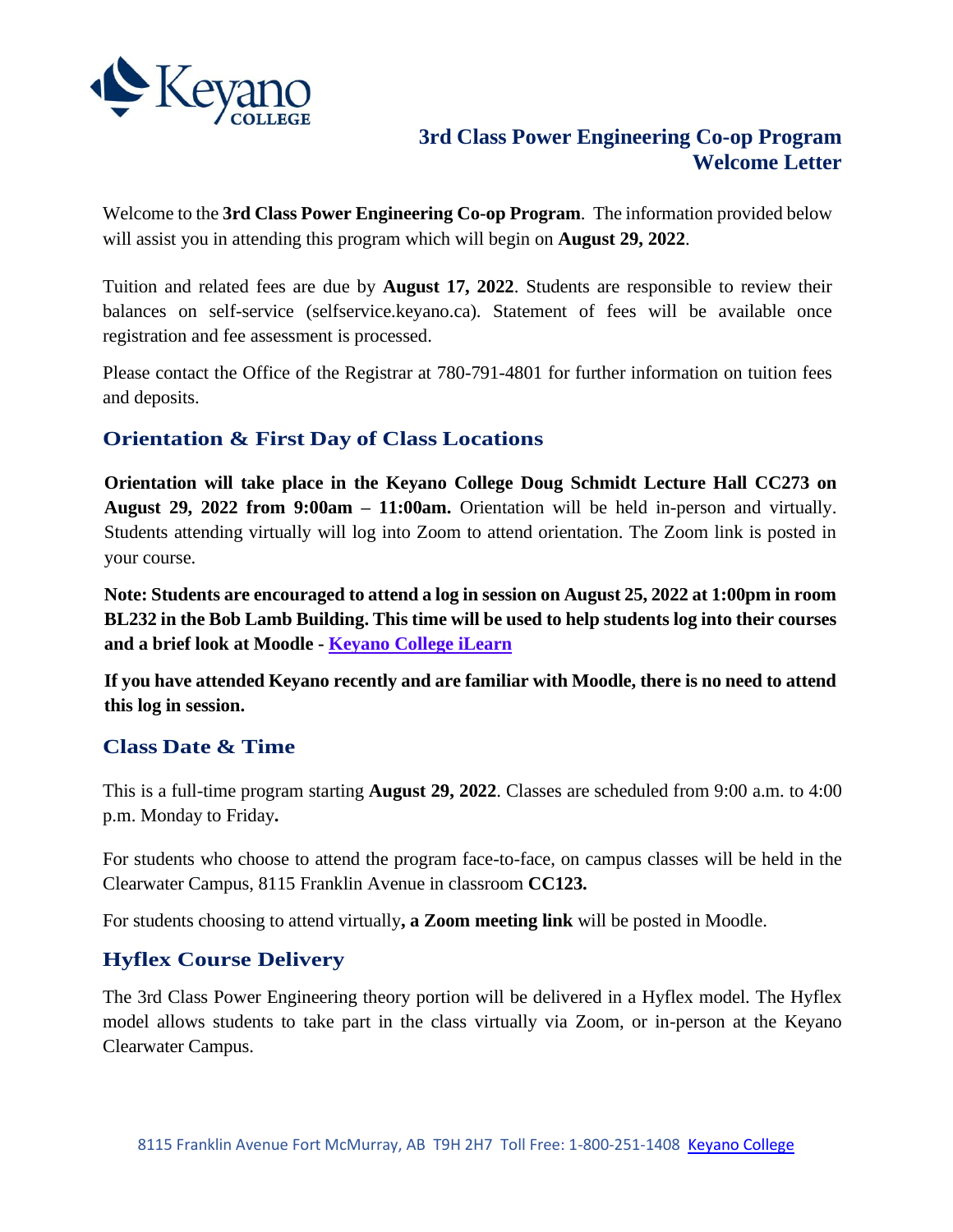# 3rd Class Power Engineering Co-op Program Welcome Letter

Welcome to the **3rd Class Power Engineering Co-op Program**. The information provided below will assist you in attending this program which will begin on **August 29, 2022**.

Tuition and related fees are due by **August 17, 2022**. Students are responsible to review their balances on self-service (selfservice.keyano.ca). Statement of fees will be available once registration and fee assessment is processed.

Please contact the Office of the Registrar at 780-791-4801 for further information on tuition fees and deposits.

## Orientation & First Day of Class Locations

**Orientation will take place in the Keyano College Doug Schmidt Lecture Hall CC273 on August 29, 2022 from 9:00am – 11:00am.** Orientation will be held in-person and virtually. Students attending virtually will log into Zoom to attend orientation. The Zoom link is posted in your course.

**Note: Students are encouraged to attend a log in session on August 25, 2022 at 1:00pm in room BL232 in the Bob Lamb Building. This time will be used to help students log into their courses and a brief look at Moodle - Keyano College iLearn**

**If you have attended Keyano recently and are familiar with Moodle, there is no need to attend this log in session.**

## Class Date & Time

This is a full-time program starting **August 29, 2022**. Classes are scheduled from 9:00 a.m. to 4:00 p.m. Monday to Friday**.**

For students who choose to attend the program face-to-face, on campus classes will be held in the Clearwater Campus, 8115 Franklin Avenue in classroom **CC123.**

For students choosing to attend virtually**, a Zoom meeting link** will be posted in Moodle.

## Hyflex Course Delivery

The 3rd Class Power Engineering theory portion will be delivered in a Hyflex model. The Hyflex model allows students to take part in the class virtually via Zoom, or in-person at the Keyano Clearwater Campus.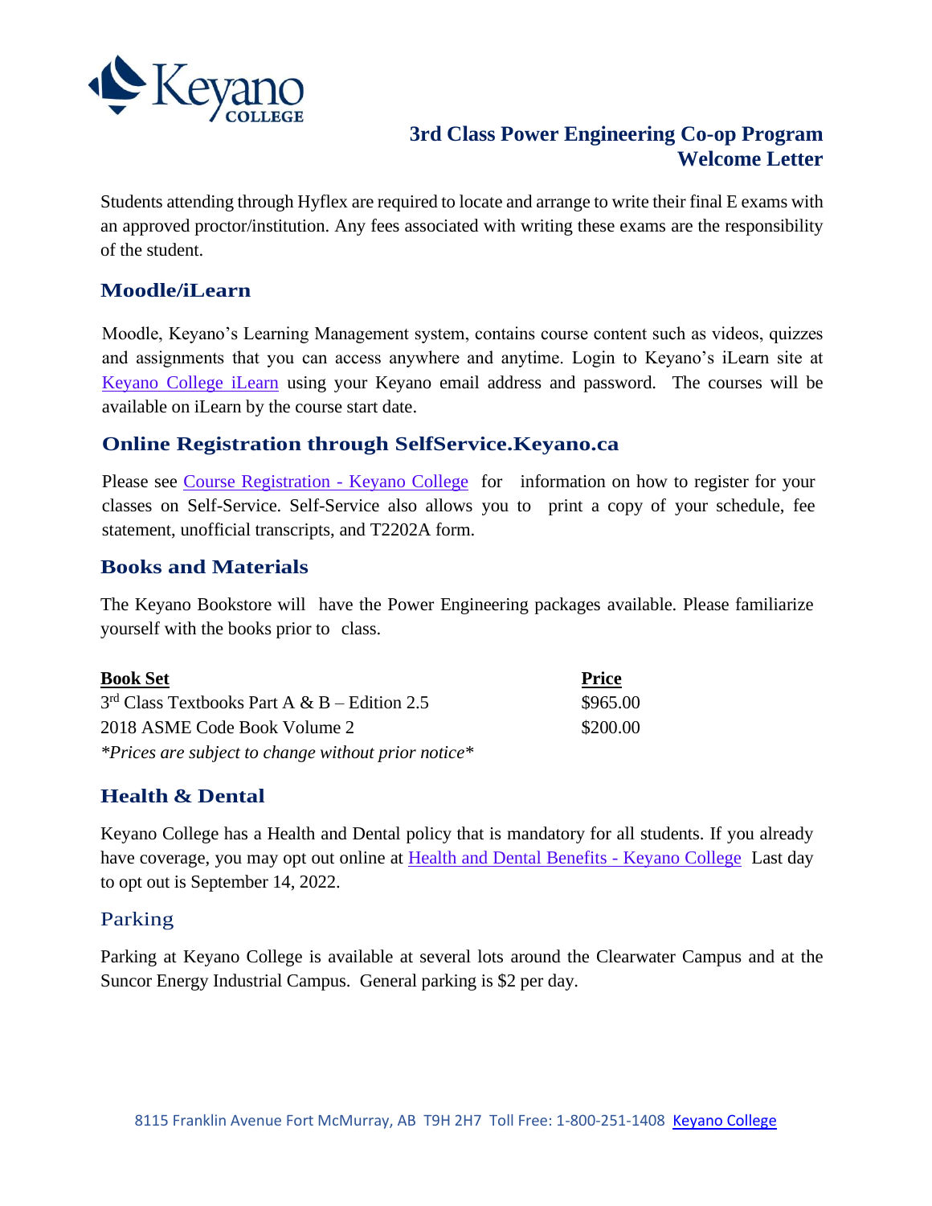# 3rd Class Power Engineering Co-op Program Welcome Letter

Students attending through Hyflex are required to locate and arrange to write their final E exams with an approved proctor/institution. Any fees associated with writing these exams are the responsibility of the student.

## Moodle/iLearn

Moodle, Keyano's Learning Management system, contains course content such as videos, quizzes and assignments that you can access anywhere and anytime. Login to Keyano's iLearn site at Keyano College iLearn using your Keyano email address and password. The courses will be available on iLearn by the course start date.

## Online Registration through SelfService.Keyano.ca

Please see Course Registration - Keyano College for information on how to register for your classes on Self-Service. Self-Service also allows you to print a copy of your schedule, fee statement, unofficial transcripts, and T2202A form.

## Books and Materials

The Keyano Bookstore will have the Power Engineering packages available. Please familiarize yourself with the books prior to class.

| Book Set | Price |
|---|---|
| 3rd Class Textbooks Part A & B – Edition 2.5 | $965.00 |
| 2018 ASME Code Book Volume 2 | $200.00 |

*\*Prices are subject to change without prior notice\**

## Health & Dental

Keyano College has a Health and Dental policy that is mandatory for all students. If you already have coverage, you may opt out online at Health and Dental Benefits - Keyano College Last day to opt out is September 14, 2022.

## Parking

Parking at Keyano College is available at several lots around the Clearwater Campus and at the Suncor Energy Industrial Campus. General parking is $2 per day.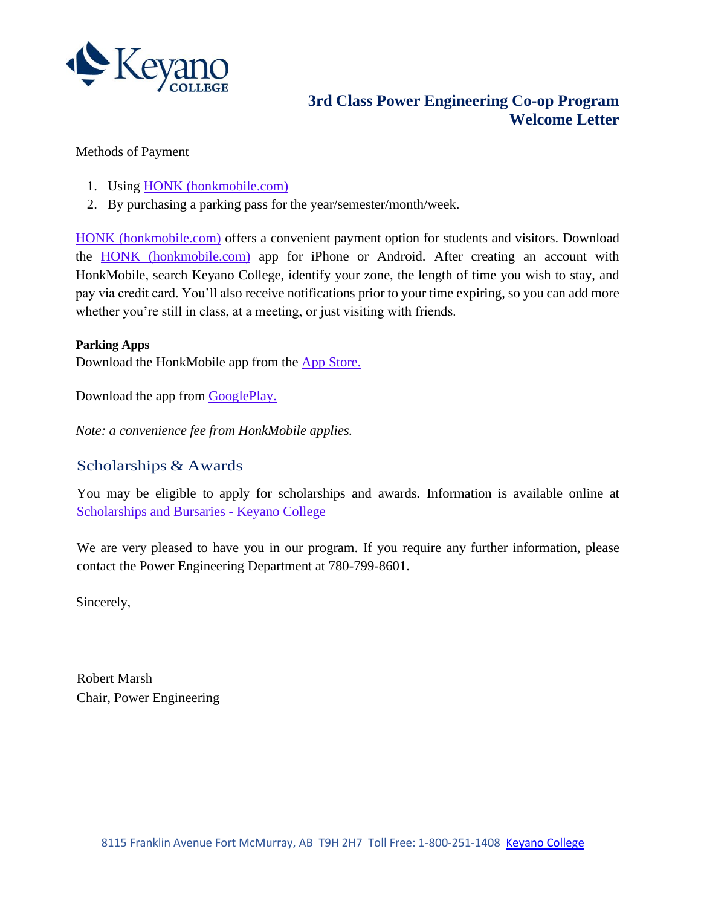Methods of Payment

1. Using HONK (honkmobile.com)
2. By purchasing a parking pass for the year/semester/month/week.

HONK (honkmobile.com) offers a convenient payment option for students and visitors. Download the HONK (honkmobile.com) app for iPhone or Android. After creating an account with HonkMobile, search Keyano College, identify your zone, the length of time you wish to stay, and pay via credit card. You'll also receive notifications prior to your time expiring, so you can add more whether you're still in class, at a meeting, or just visiting with friends.

**Parking Apps**

Download the HonkMobile app from the App Store.

Download the app from GooglePlay.

*Note: a convenience fee from HonkMobile applies.*

## Scholarships & Awards

You may be eligible to apply for scholarships and awards. Information is available online at Scholarships and Bursaries - Keyano College

We are very pleased to have you in our program. If you require any further information, please contact the Power Engineering Department at 780-799-8601.

Sincerely,

Robert Marsh
Chair, Power Engineering